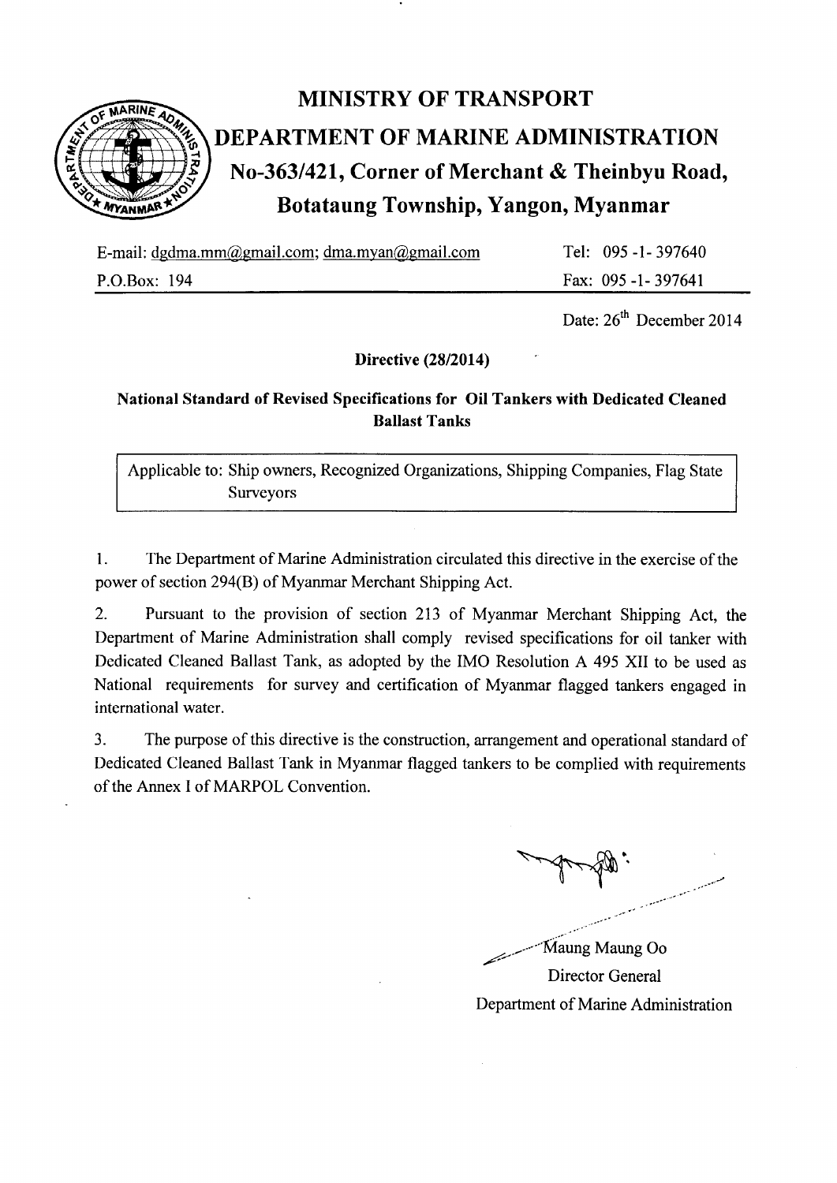# MINISTRY OF TRANSPORT

## DEPARTMENT OF MARINE ADMINISTRATION

### No-363/421, Corner of Merchant & Theinbyu Road, Botataung Township, Yangon, Myanmar

E-mail: dgdma.mm@gmail.com; dma.myan@gmail.com    Tel: 095 -1- 397640

P.O.Box: 194    Fax: 095 -1- 397641

Date: 26th December 2014

**Directive (28/2014)**

**National Standard of Revised Specifications for Oil Tankers with Dedicated Cleaned Ballast Tanks**

| Applicable to: Ship owners, Recognized Organizations, Shipping Companies, Flag State Surveyors |
|---|

1. The Department of Marine Administration circulated this directive in the exercise of the power of section 294(B) of Myanmar Merchant Shipping Act.

2. Pursuant to the provision of section 213 of Myanmar Merchant Shipping Act, the Department of Marine Administration shall comply revised specifications for oil tanker with Dedicated Cleaned Ballast Tank, as adopted by the IMO Resolution A 495 XII to be used as National requirements for survey and certification of Myanmar flagged tankers engaged in international water.

3. The purpose of this directive is the construction, arrangement and operational standard of Dedicated Cleaned Ballast Tank in Myanmar flagged tankers to be complied with requirements of the Annex I of MARPOL Convention.

Maung Maung Oo
Director General
Department of Marine Administration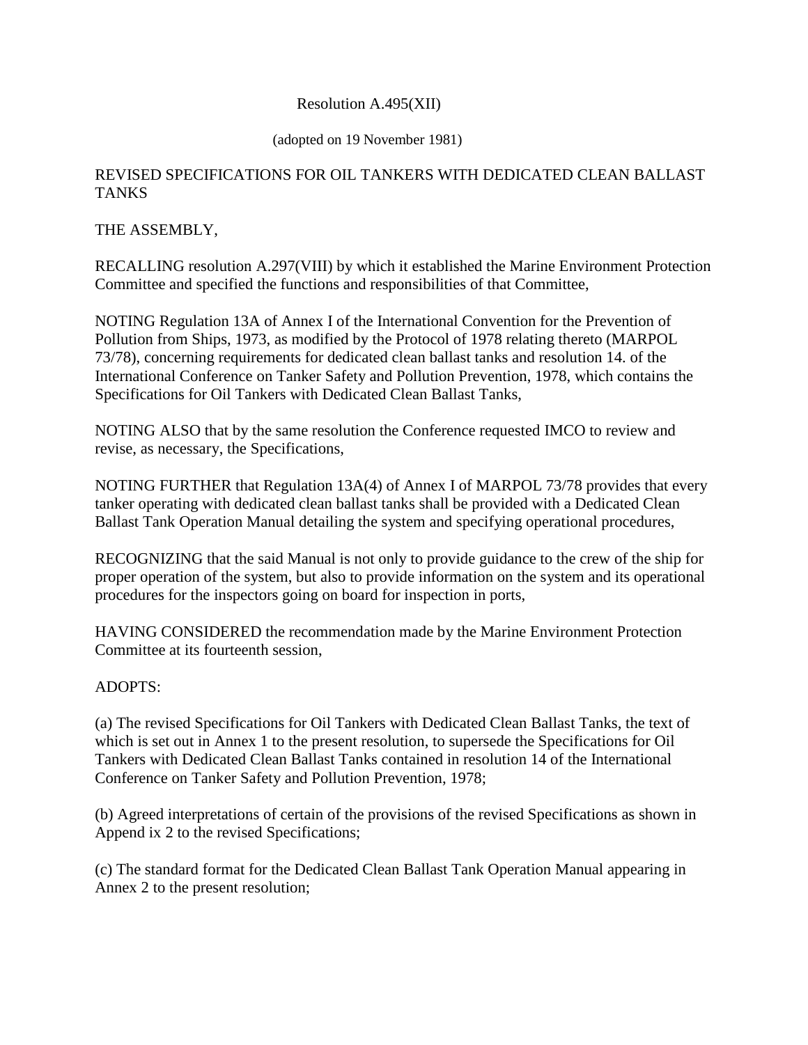Resolution A.495(XII)

(adopted on 19 November 1981)

REVISED SPECIFICATIONS FOR OIL TANKERS WITH DEDICATED CLEAN BALLAST TANKS

THE ASSEMBLY,

RECALLING resolution A.297(VIII) by which it established the Marine Environment Protection Committee and specified the functions and responsibilities of that Committee,

NOTING Regulation 13A of Annex I of the International Convention for the Prevention of Pollution from Ships, 1973, as modified by the Protocol of 1978 relating thereto (MARPOL 73/78), concerning requirements for dedicated clean ballast tanks and resolution 14. of the International Conference on Tanker Safety and Pollution Prevention, 1978, which contains the Specifications for Oil Tankers with Dedicated Clean Ballast Tanks,

NOTING ALSO that by the same resolution the Conference requested IMCO to review and revise, as necessary, the Specifications,

NOTING FURTHER that Regulation 13A(4) of Annex I of MARPOL 73/78 provides that every tanker operating with dedicated clean ballast tanks shall be provided with a Dedicated Clean Ballast Tank Operation Manual detailing the system and specifying operational procedures,

RECOGNIZING that the said Manual is not only to provide guidance to the crew of the ship for proper operation of the system, but also to provide information on the system and its operational procedures for the inspectors going on board for inspection in ports,

HAVING CONSIDERED the recommendation made by the Marine Environment Protection Committee at its fourteenth session,

ADOPTS:

(a) The revised Specifications for Oil Tankers with Dedicated Clean Ballast Tanks, the text of which is set out in Annex 1 to the present resolution, to supersede the Specifications for Oil Tankers with Dedicated Clean Ballast Tanks contained in resolution 14 of the International Conference on Tanker Safety and Pollution Prevention, 1978;

(b) Agreed interpretations of certain of the provisions of the revised Specifications as shown in Append ix 2 to the revised Specifications;

(c) The standard format for the Dedicated Clean Ballast Tank Operation Manual appearing in Annex 2 to the present resolution;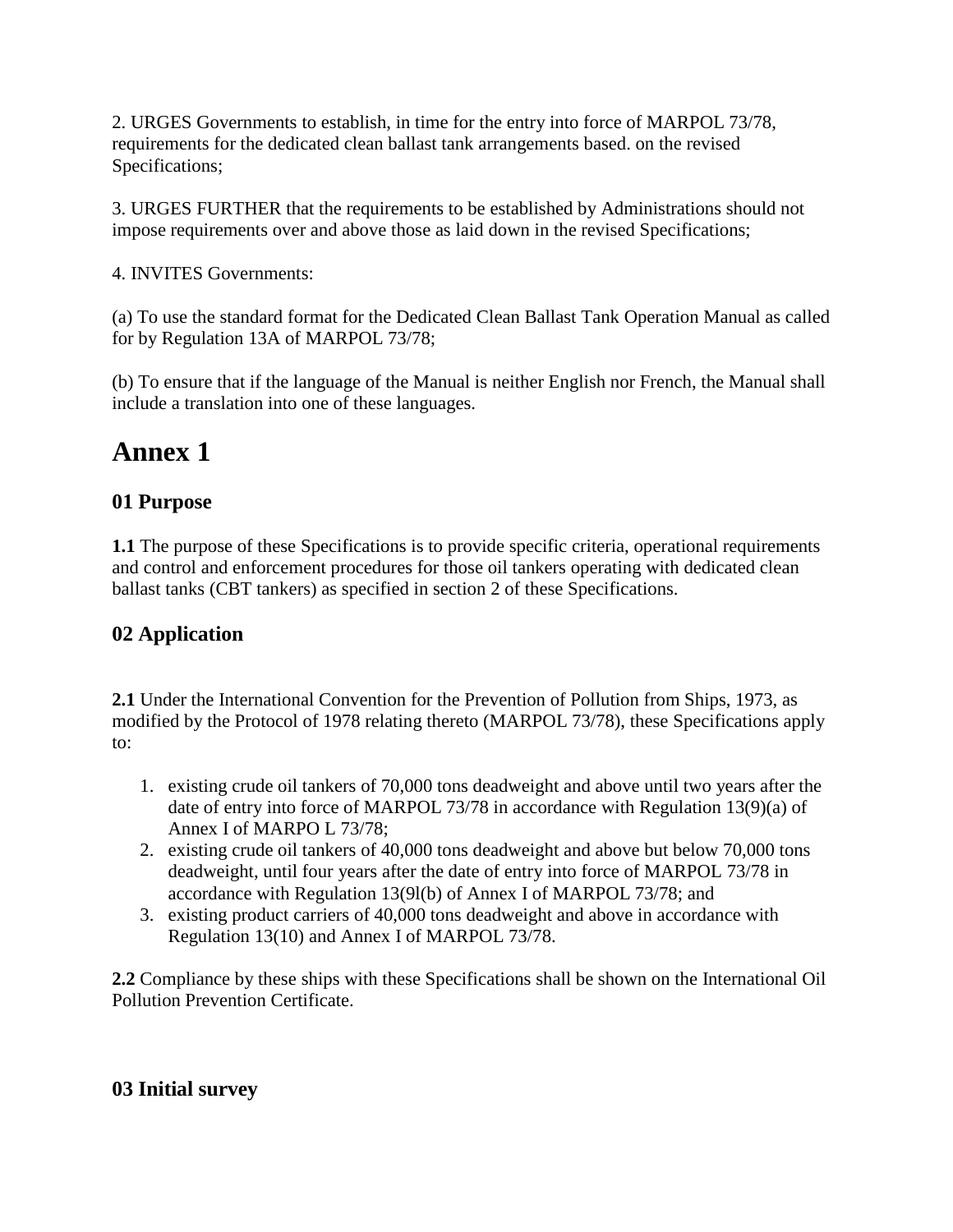2. URGES Governments to establish, in time for the entry into force of MARPOL 73/78, requirements for the dedicated clean ballast tank arrangements based. on the revised Specifications;

3. URGES FURTHER that the requirements to be established by Administrations should not impose requirements over and above those as laid down in the revised Specifications;

4. INVITES Governments:

(a) To use the standard format for the Dedicated Clean Ballast Tank Operation Manual as called for by Regulation 13A of MARPOL 73/78;

(b) To ensure that if the language of the Manual is neither English nor French, the Manual shall include a translation into one of these languages.

# Annex 1

## 01 Purpose

**1.1** The purpose of these Specifications is to provide specific criteria, operational requirements and control and enforcement procedures for those oil tankers operating with dedicated clean ballast tanks (CBT tankers) as specified in section 2 of these Specifications.

## 02 Application

**2.1** Under the International Convention for the Prevention of Pollution from Ships, 1973, as modified by the Protocol of 1978 relating thereto (MARPOL 73/78), these Specifications apply to:

1. existing crude oil tankers of 70,000 tons deadweight and above until two years after the date of entry into force of MARPOL 73/78 in accordance with Regulation 13(9)(a) of Annex I of MARPO L 73/78;
2. existing crude oil tankers of 40,000 tons deadweight and above but below 70,000 tons deadweight, until four years after the date of entry into force of MARPOL 73/78 in accordance with Regulation 13(9l(b) of Annex I of MARPOL 73/78; and
3. existing product carriers of 40,000 tons deadweight and above in accordance with Regulation 13(10) and Annex I of MARPOL 73/78.

**2.2** Compliance by these ships with these Specifications shall be shown on the International Oil Pollution Prevention Certificate.

## 03 Initial survey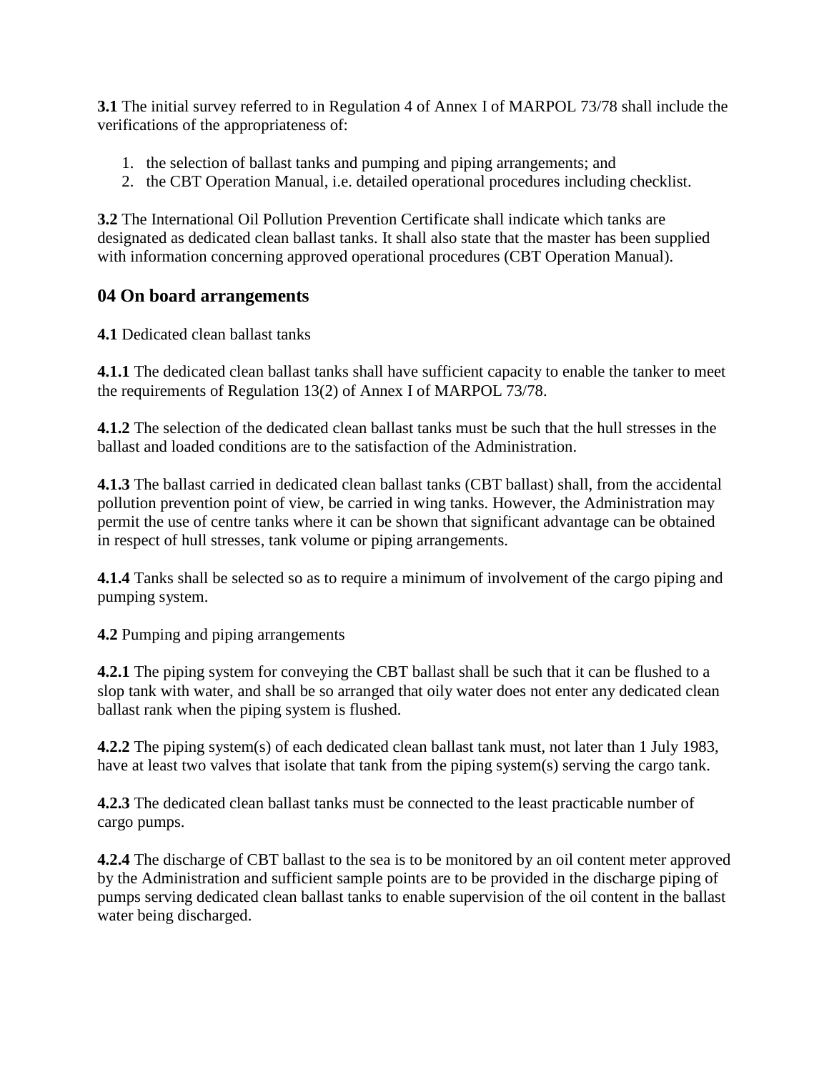**3.1** The initial survey referred to in Regulation 4 of Annex I of MARPOL 73/78 shall include the verifications of the appropriateness of:

1. the selection of ballast tanks and pumping and piping arrangements; and
2. the CBT Operation Manual, i.e. detailed operational procedures including checklist.

**3.2** The International Oil Pollution Prevention Certificate shall indicate which tanks are designated as dedicated clean ballast tanks. It shall also state that the master has been supplied with information concerning approved operational procedures (CBT Operation Manual).

## 04 On board arrangements

**4.1** Dedicated clean ballast tanks

**4.1.1** The dedicated clean ballast tanks shall have sufficient capacity to enable the tanker to meet the requirements of Regulation 13(2) of Annex I of MARPOL 73/78.

**4.1.2** The selection of the dedicated clean ballast tanks must be such that the hull stresses in the ballast and loaded conditions are to the satisfaction of the Administration.

**4.1.3** The ballast carried in dedicated clean ballast tanks (CBT ballast) shall, from the accidental pollution prevention point of view, be carried in wing tanks. However, the Administration may permit the use of centre tanks where it can be shown that significant advantage can be obtained in respect of hull stresses, tank volume or piping arrangements.

**4.1.4** Tanks shall be selected so as to require a minimum of involvement of the cargo piping and pumping system.

**4.2** Pumping and piping arrangements

**4.2.1** The piping system for conveying the CBT ballast shall be such that it can be flushed to a slop tank with water, and shall be so arranged that oily water does not enter any dedicated clean ballast rank when the piping system is flushed.

**4.2.2** The piping system(s) of each dedicated clean ballast tank must, not later than 1 July 1983, have at least two valves that isolate that tank from the piping system(s) serving the cargo tank.

**4.2.3** The dedicated clean ballast tanks must be connected to the least practicable number of cargo pumps.

**4.2.4** The discharge of CBT ballast to the sea is to be monitored by an oil content meter approved by the Administration and sufficient sample points are to be provided in the discharge piping of pumps serving dedicated clean ballast tanks to enable supervision of the oil content in the ballast water being discharged.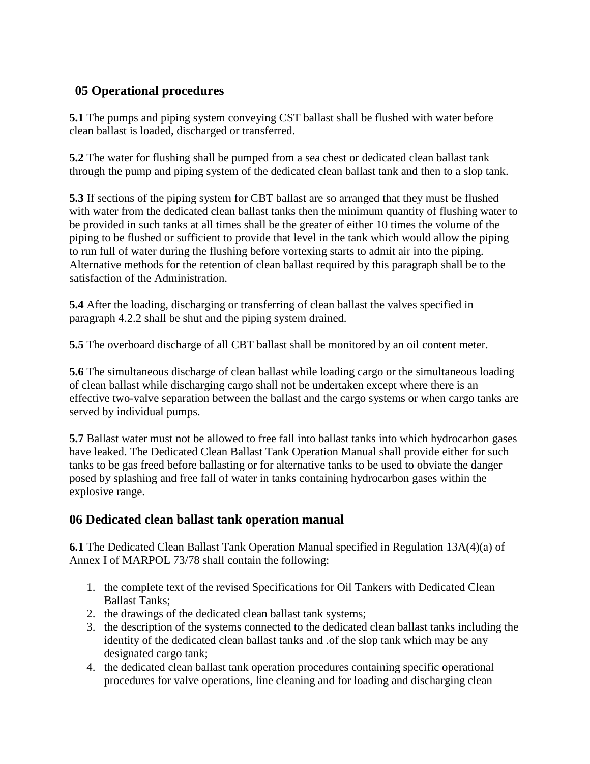## 05 Operational procedures

**5.1** The pumps and piping system conveying CST ballast shall be flushed with water before clean ballast is loaded, discharged or transferred.

**5.2** The water for flushing shall be pumped from a sea chest or dedicated clean ballast tank through the pump and piping system of the dedicated clean ballast tank and then to a slop tank.

**5.3** If sections of the piping system for CBT ballast are so arranged that they must be flushed with water from the dedicated clean ballast tanks then the minimum quantity of flushing water to be provided in such tanks at all times shall be the greater of either 10 times the volume of the piping to be flushed or sufficient to provide that level in the tank which would allow the piping to run full of water during the flushing before vortexing starts to admit air into the piping. Alternative methods for the retention of clean ballast required by this paragraph shall be to the satisfaction of the Administration.

**5.4** After the loading, discharging or transferring of clean ballast the valves specified in paragraph 4.2.2 shall be shut and the piping system drained.

**5.5** The overboard discharge of all CBT ballast shall be monitored by an oil content meter.

**5.6** The simultaneous discharge of clean ballast while loading cargo or the simultaneous loading of clean ballast while discharging cargo shall not be undertaken except where there is an effective two-valve separation between the ballast and the cargo systems or when cargo tanks are served by individual pumps.

**5.7** Ballast water must not be allowed to free fall into ballast tanks into which hydrocarbon gases have leaked. The Dedicated Clean Ballast Tank Operation Manual shall provide either for such tanks to be gas freed before ballasting or for alternative tanks to be used to obviate the danger posed by splashing and free fall of water in tanks containing hydrocarbon gases within the explosive range.

## 06 Dedicated clean ballast tank operation manual

**6.1** The Dedicated Clean Ballast Tank Operation Manual specified in Regulation 13A(4)(a) of Annex I of MARPOL 73/78 shall contain the following:

1. the complete text of the revised Specifications for Oil Tankers with Dedicated Clean Ballast Tanks;
2. the drawings of the dedicated clean ballast tank systems;
3. the description of the systems connected to the dedicated clean ballast tanks including the identity of the dedicated clean ballast tanks and .of the slop tank which may be any designated cargo tank;
4. the dedicated clean ballast tank operation procedures containing specific operational procedures for valve operations, line cleaning and for loading and discharging clean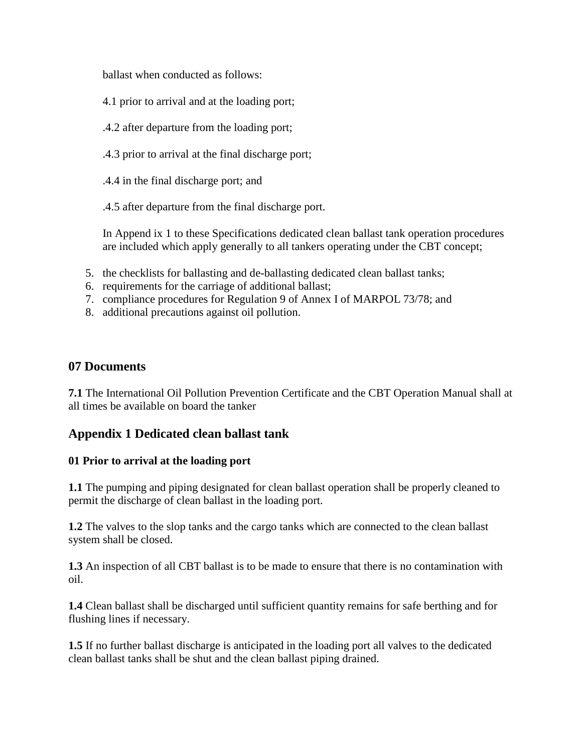ballast when conducted as follows:

4.1 prior to arrival and at the loading port;

.4.2 after departure from the loading port;

.4.3 prior to arrival at the final discharge port;

.4.4 in the final discharge port; and

.4.5 after departure from the final discharge port.

In Append ix 1 to these Specifications dedicated clean ballast tank operation procedures are included which apply generally to all tankers operating under the CBT concept;

5. the checklists for ballasting and de-ballasting dedicated clean ballast tanks;
6. requirements for the carriage of additional ballast;
7. compliance procedures for Regulation 9 of Annex I of MARPOL 73/78; and
8. additional precautions against oil pollution.

## 07 Documents

**7.1** The International Oil Pollution Prevention Certificate and the CBT Operation Manual shall at all times be available on board the tanker

## Appendix 1 Dedicated clean ballast tank

### 01 Prior to arrival at the loading port

**1.1** The pumping and piping designated for clean ballast operation shall be properly cleaned to permit the discharge of clean ballast in the loading port.

**1.2** The valves to the slop tanks and the cargo tanks which are connected to the clean ballast system shall be closed.

**1.3** An inspection of all CBT ballast is to be made to ensure that there is no contamination with oil.

**1.4** Clean ballast shall be discharged until sufficient quantity remains for safe berthing and for flushing lines if necessary.

**1.5** If no further ballast discharge is anticipated in the loading port all valves to the dedicated clean ballast tanks shall be shut and the clean ballast piping drained.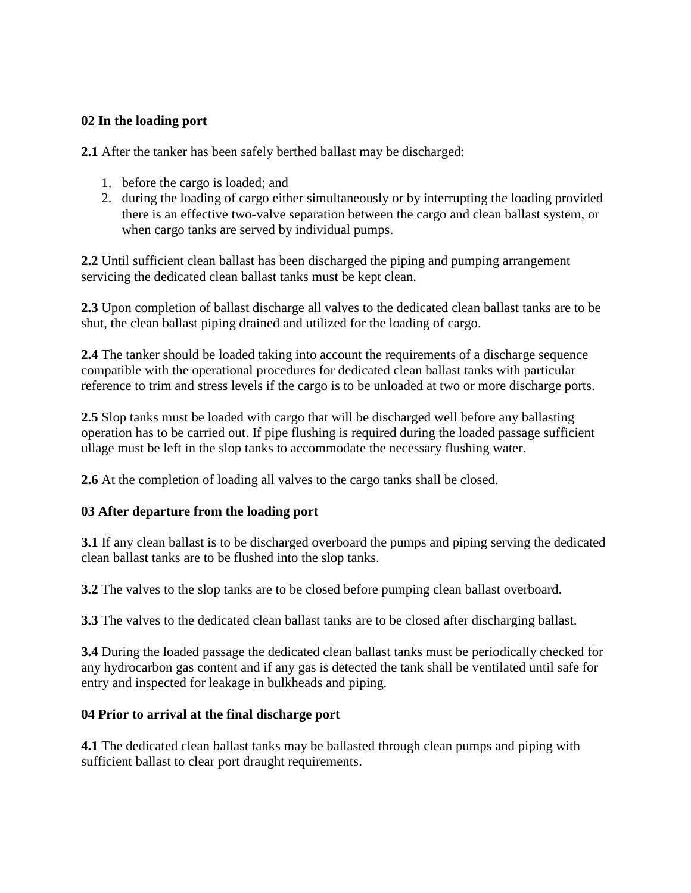**02 In the loading port**

**2.1** After the tanker has been safely berthed ballast may be discharged:

1. before the cargo is loaded; and
2. during the loading of cargo either simultaneously or by interrupting the loading provided there is an effective two-valve separation between the cargo and clean ballast system, or when cargo tanks are served by individual pumps.

**2.2** Until sufficient clean ballast has been discharged the piping and pumping arrangement servicing the dedicated clean ballast tanks must be kept clean.

**2.3** Upon completion of ballast discharge all valves to the dedicated clean ballast tanks are to be shut, the clean ballast piping drained and utilized for the loading of cargo.

**2.4** The tanker should be loaded taking into account the requirements of a discharge sequence compatible with the operational procedures for dedicated clean ballast tanks with particular reference to trim and stress levels if the cargo is to be unloaded at two or more discharge ports.

**2.5** Slop tanks must be loaded with cargo that will be discharged well before any ballasting operation has to be carried out. If pipe flushing is required during the loaded passage sufficient ullage must be left in the slop tanks to accommodate the necessary flushing water.

**2.6** At the completion of loading all valves to the cargo tanks shall be closed.

**03 After departure from the loading port**

**3.1** If any clean ballast is to be discharged overboard the pumps and piping serving the dedicated clean ballast tanks are to be flushed into the slop tanks.

**3.2** The valves to the slop tanks are to be closed before pumping clean ballast overboard.

**3.3** The valves to the dedicated clean ballast tanks are to be closed after discharging ballast.

**3.4** During the loaded passage the dedicated clean ballast tanks must be periodically checked for any hydrocarbon gas content and if any gas is detected the tank shall be ventilated until safe for entry and inspected for leakage in bulkheads and piping.

**04 Prior to arrival at the final discharge port**

**4.1** The dedicated clean ballast tanks may be ballasted through clean pumps and piping with sufficient ballast to clear port draught requirements.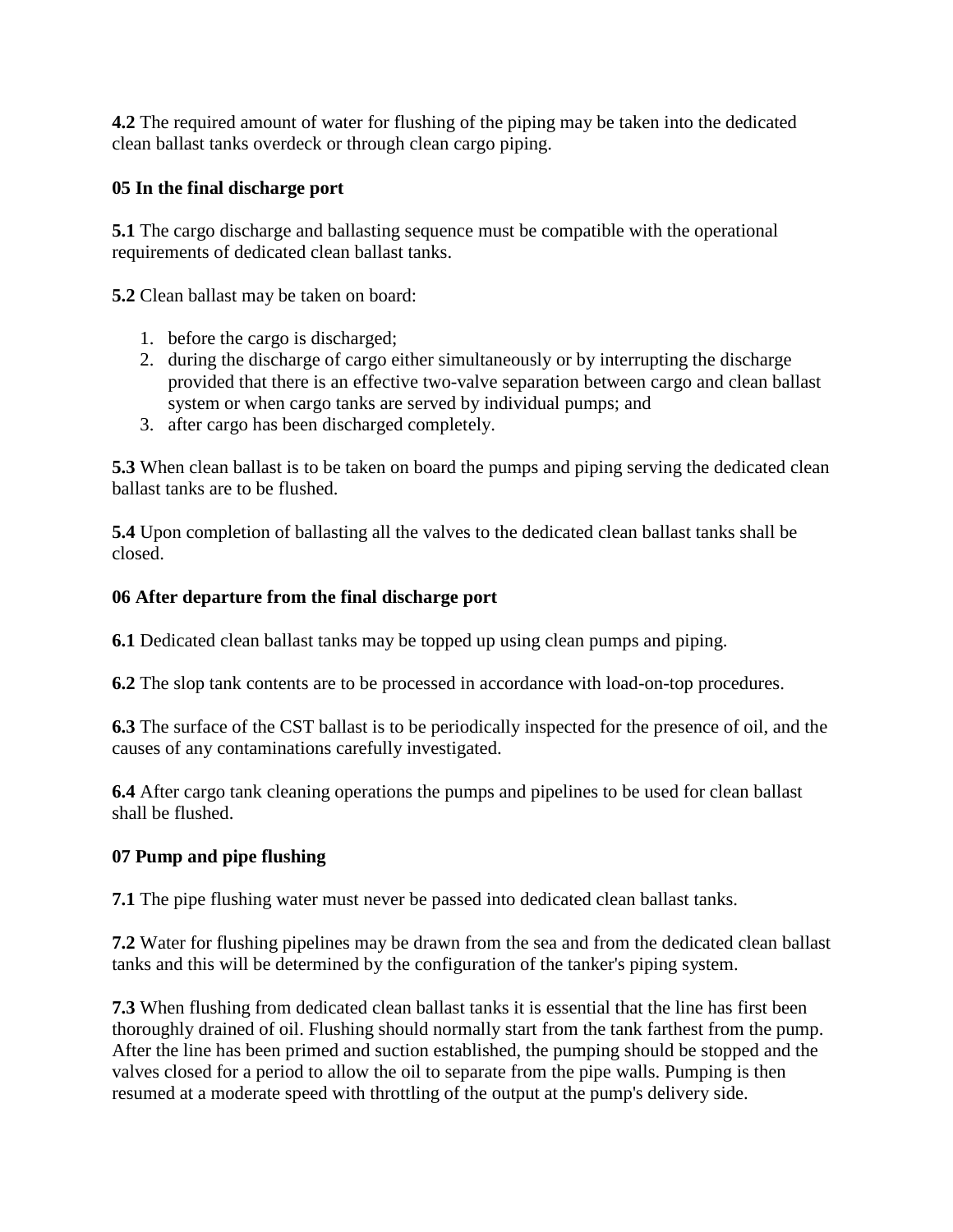**4.2** The required amount of water for flushing of the piping may be taken into the dedicated clean ballast tanks overdeck or through clean cargo piping.

### 05 In the final discharge port

**5.1** The cargo discharge and ballasting sequence must be compatible with the operational requirements of dedicated clean ballast tanks.

**5.2** Clean ballast may be taken on board:

1. before the cargo is discharged;
2. during the discharge of cargo either simultaneously or by interrupting the discharge provided that there is an effective two-valve separation between cargo and clean ballast system or when cargo tanks are served by individual pumps; and
3. after cargo has been discharged completely.

**5.3** When clean ballast is to be taken on board the pumps and piping serving the dedicated clean ballast tanks are to be flushed.

**5.4** Upon completion of ballasting all the valves to the dedicated clean ballast tanks shall be closed.

### 06 After departure from the final discharge port

**6.1** Dedicated clean ballast tanks may be topped up using clean pumps and piping.

**6.2** The slop tank contents are to be processed in accordance with load-on-top procedures.

**6.3** The surface of the CST ballast is to be periodically inspected for the presence of oil, and the causes of any contaminations carefully investigated.

**6.4** After cargo tank cleaning operations the pumps and pipelines to be used for clean ballast shall be flushed.

### 07 Pump and pipe flushing

**7.1** The pipe flushing water must never be passed into dedicated clean ballast tanks.

**7.2** Water for flushing pipelines may be drawn from the sea and from the dedicated clean ballast tanks and this will be determined by the configuration of the tanker's piping system.

**7.3** When flushing from dedicated clean ballast tanks it is essential that the line has first been thoroughly drained of oil. Flushing should normally start from the tank farthest from the pump. After the line has been primed and suction established, the pumping should be stopped and the valves closed for a period to allow the oil to separate from the pipe walls. Pumping is then resumed at a moderate speed with throttling of the output at the pump's delivery side.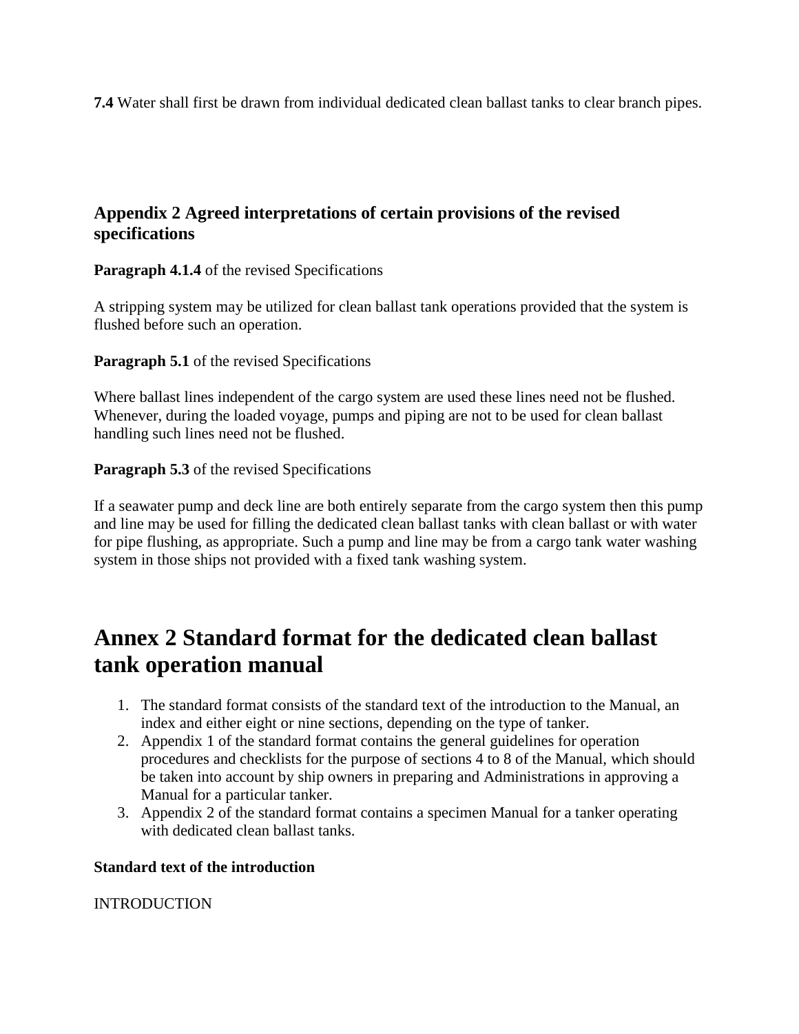**7.4** Water shall first be drawn from individual dedicated clean ballast tanks to clear branch pipes.

### Appendix 2 Agreed interpretations of certain provisions of the revised specifications

**Paragraph 4.1.4** of the revised Specifications

A stripping system may be utilized for clean ballast tank operations provided that the system is flushed before such an operation.

**Paragraph 5.1** of the revised Specifications

Where ballast lines independent of the cargo system are used these lines need not be flushed. Whenever, during the loaded voyage, pumps and piping are not to be used for clean ballast handling such lines need not be flushed.

**Paragraph 5.3** of the revised Specifications

If a seawater pump and deck line are both entirely separate from the cargo system then this pump and line may be used for filling the dedicated clean ballast tanks with clean ballast or with water for pipe flushing, as appropriate. Such a pump and line may be from a cargo tank water washing system in those ships not provided with a fixed tank washing system.

# Annex 2 Standard format for the dedicated clean ballast tank operation manual

1. The standard format consists of the standard text of the introduction to the Manual, an index and either eight or nine sections, depending on the type of tanker.
2. Appendix 1 of the standard format contains the general guidelines for operation procedures and checklists for the purpose of sections 4 to 8 of the Manual, which should be taken into account by ship owners in preparing and Administrations in approving a Manual for a particular tanker.
3. Appendix 2 of the standard format contains a specimen Manual for a tanker operating with dedicated clean ballast tanks.

**Standard text of the introduction**

INTRODUCTION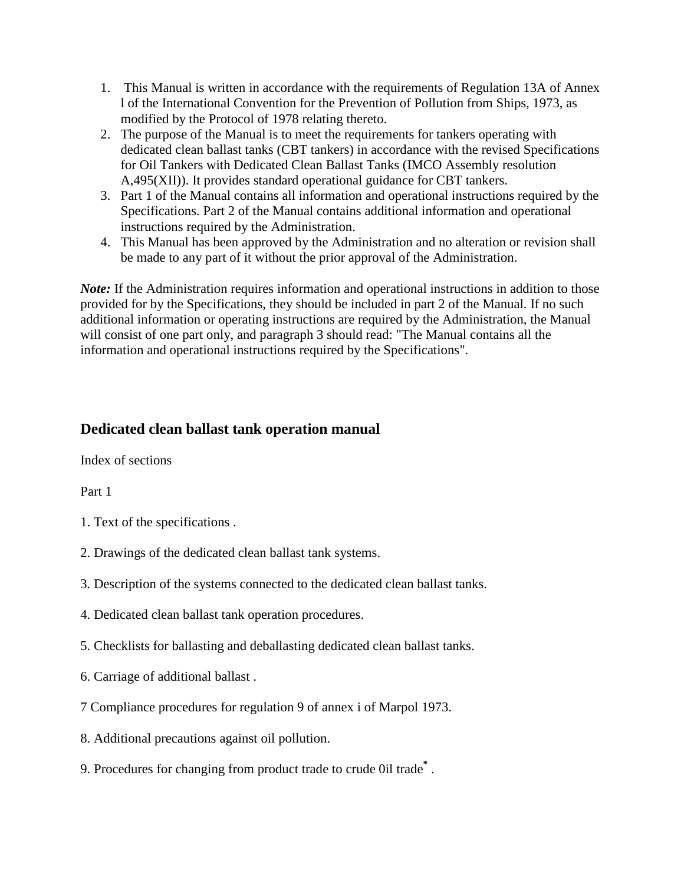1. This Manual is written in accordance with the requirements of Regulation 13A of Annex l of the International Convention for the Prevention of Pollution from Ships, 1973, as modified by the Protocol of 1978 relating thereto.
2. The purpose of the Manual is to meet the requirements for tankers operating with dedicated clean ballast tanks (CBT tankers) in accordance with the revised Specifications for Oil Tankers with Dedicated Clean Ballast Tanks (IMCO Assembly resolution A,495(XII)). It provides standard operational guidance for CBT tankers.
3. Part 1 of the Manual contains all information and operational instructions required by the Specifications. Part 2 of the Manual contains additional information and operational instructions required by the Administration.
4. This Manual has been approved by the Administration and no alteration or revision shall be made to any part of it without the prior approval of the Administration.

***Note:*** If the Administration requires information and operational instructions in addition to those provided for by the Specifications, they should be included in part 2 of the Manual. If no such additional information or operating instructions are required by the Administration, the Manual will consist of one part only, and paragraph 3 should read: "The Manual contains all the information and operational instructions required by the Specifications".

## Dedicated clean ballast tank operation manual

Index of sections

Part 1

1. Text of the specifications .

2. Drawings of the dedicated clean ballast tank systems.

3. Description of the systems connected to the dedicated clean ballast tanks.

4. Dedicated clean ballast tank operation procedures.

5. Checklists for ballasting and deballasting dedicated clean ballast tanks.

6. Carriage of additional ballast .

7 Compliance procedures for regulation 9 of annex i of Marpol 1973.

8. Additional precautions against oil pollution.

9. Procedures for changing from product trade to crude 0il trade* .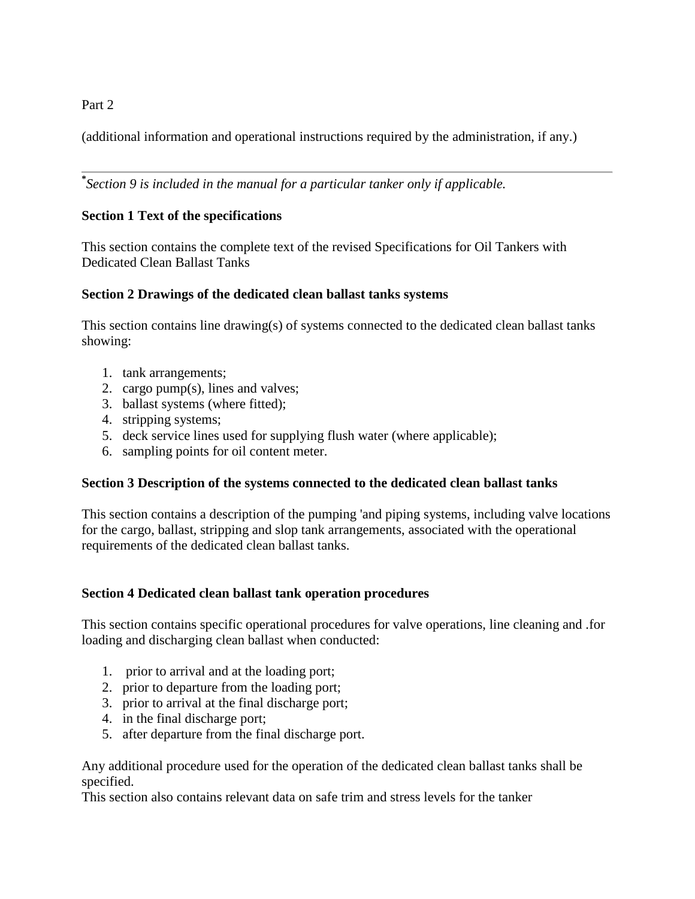Part 2

(additional information and operational instructions required by the administration, if any.)

---

*Section 9 is included in the manual for a particular tanker only if applicable.*

**Section 1 Text of the specifications**

This section contains the complete text of the revised Specifications for Oil Tankers with Dedicated Clean Ballast Tanks

**Section 2 Drawings of the dedicated clean ballast tanks systems**

This section contains line drawing(s) of systems connected to the dedicated clean ballast tanks showing:

1. tank arrangements;
2. cargo pump(s), lines and valves;
3. ballast systems (where fitted);
4. stripping systems;
5. deck service lines used for supplying flush water (where applicable);
6. sampling points for oil content meter.

**Section 3 Description of the systems connected to the dedicated clean ballast tanks**

This section contains a description of the pumping 'and piping systems, including valve locations for the cargo, ballast, stripping and slop tank arrangements, associated with the operational requirements of the dedicated clean ballast tanks.

**Section 4 Dedicated clean ballast tank operation procedures**

This section contains specific operational procedures for valve operations, line cleaning and .for loading and discharging clean ballast when conducted:

1. prior to arrival and at the loading port;
2. prior to departure from the loading port;
3. prior to arrival at the final discharge port;
4. in the final discharge port;
5. after departure from the final discharge port.

Any additional procedure used for the operation of the dedicated clean ballast tanks shall be specified.
This section also contains relevant data on safe trim and stress levels for the tanker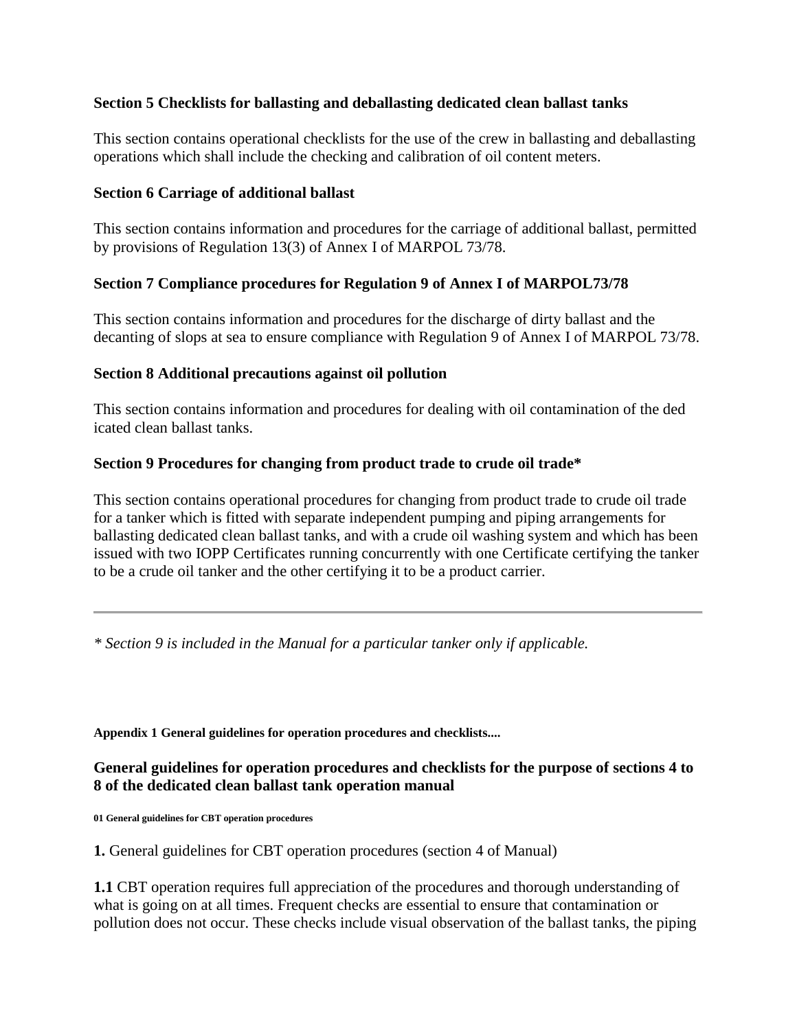### Section 5 Checklists for ballasting and deballasting dedicated clean ballast tanks

This section contains operational checklists for the use of the crew in ballasting and deballasting operations which shall include the checking and calibration of oil content meters.

### Section 6 Carriage of additional ballast

This section contains information and procedures for the carriage of additional ballast, permitted by provisions of Regulation 13(3) of Annex I of MARPOL 73/78.

### Section 7 Compliance procedures for Regulation 9 of Annex I of MARPOL73/78

This section contains information and procedures for the discharge of dirty ballast and the decanting of slops at sea to ensure compliance with Regulation 9 of Annex I of MARPOL 73/78.

### Section 8 Additional precautions against oil pollution

This section contains information and procedures for dealing with oil contamination of the ded icated clean ballast tanks.

### Section 9 Procedures for changing from product trade to crude oil trade*

This section contains operational procedures for changing from product trade to crude oil trade for a tanker which is fitted with separate independent pumping and piping arrangements for ballasting dedicated clean ballast tanks, and with a crude oil washing system and which has been issued with two IOPP Certificates running concurrently with one Certificate certifying the tanker to be a crude oil tanker and the other certifying it to be a product carrier.

---

*\* Section 9 is included in the Manual for a particular tanker only if applicable.*

**Appendix 1 General guidelines for operation procedures and checklists....**

### General guidelines for operation procedures and checklists for the purpose of sections 4 to 8 of the dedicated clean ballast tank operation manual

**01 General guidelines for CBT operation procedures**

**1.** General guidelines for CBT operation procedures (section 4 of Manual)

**1.1** CBT operation requires full appreciation of the procedures and thorough understanding of what is going on at all times. Frequent checks are essential to ensure that contamination or pollution does not occur. These checks include visual observation of the ballast tanks, the piping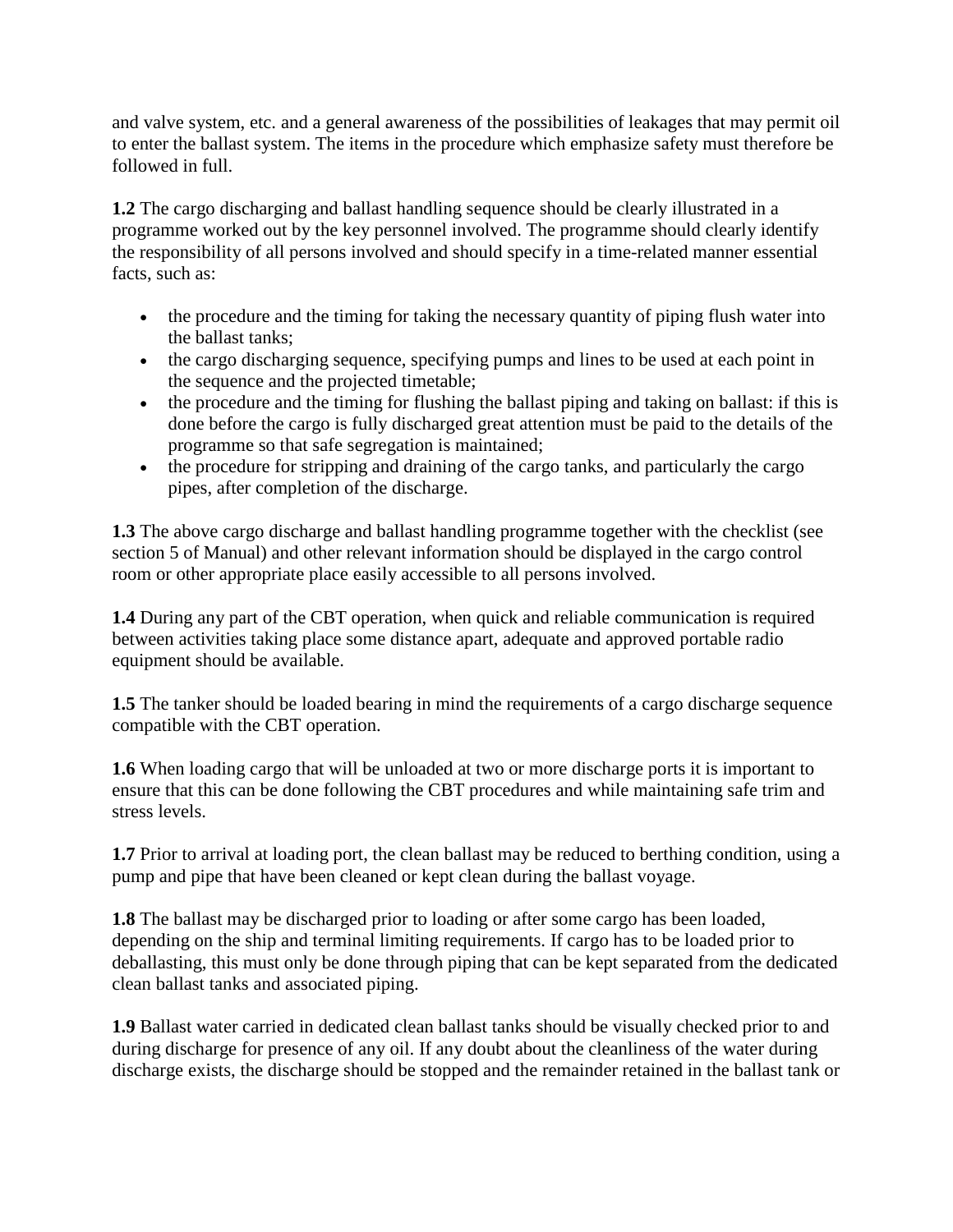and valve system, etc. and a general awareness of the possibilities of leakages that may permit oil to enter the ballast system. The items in the procedure which emphasize safety must therefore be followed in full.

**1.2** The cargo discharging and ballast handling sequence should be clearly illustrated in a programme worked out by the key personnel involved. The programme should clearly identify the responsibility of all persons involved and should specify in a time-related manner essential facts, such as:

- the procedure and the timing for taking the necessary quantity of piping flush water into the ballast tanks;
- the cargo discharging sequence, specifying pumps and lines to be used at each point in the sequence and the projected timetable;
- the procedure and the timing for flushing the ballast piping and taking on ballast: if this is done before the cargo is fully discharged great attention must be paid to the details of the programme so that safe segregation is maintained;
- the procedure for stripping and draining of the cargo tanks, and particularly the cargo pipes, after completion of the discharge.

**1.3** The above cargo discharge and ballast handling programme together with the checklist (see section 5 of Manual) and other relevant information should be displayed in the cargo control room or other appropriate place easily accessible to all persons involved.

**1.4** During any part of the CBT operation, when quick and reliable communication is required between activities taking place some distance apart, adequate and approved portable radio equipment should be available.

**1.5** The tanker should be loaded bearing in mind the requirements of a cargo discharge sequence compatible with the CBT operation.

**1.6** When loading cargo that will be unloaded at two or more discharge ports it is important to ensure that this can be done following the CBT procedures and while maintaining safe trim and stress levels.

**1.7** Prior to arrival at loading port, the clean ballast may be reduced to berthing condition, using a pump and pipe that have been cleaned or kept clean during the ballast voyage.

**1.8** The ballast may be discharged prior to loading or after some cargo has been loaded, depending on the ship and terminal limiting requirements. If cargo has to be loaded prior to deballasting, this must only be done through piping that can be kept separated from the dedicated clean ballast tanks and associated piping.

**1.9** Ballast water carried in dedicated clean ballast tanks should be visually checked prior to and during discharge for presence of any oil. If any doubt about the cleanliness of the water during discharge exists, the discharge should be stopped and the remainder retained in the ballast tank or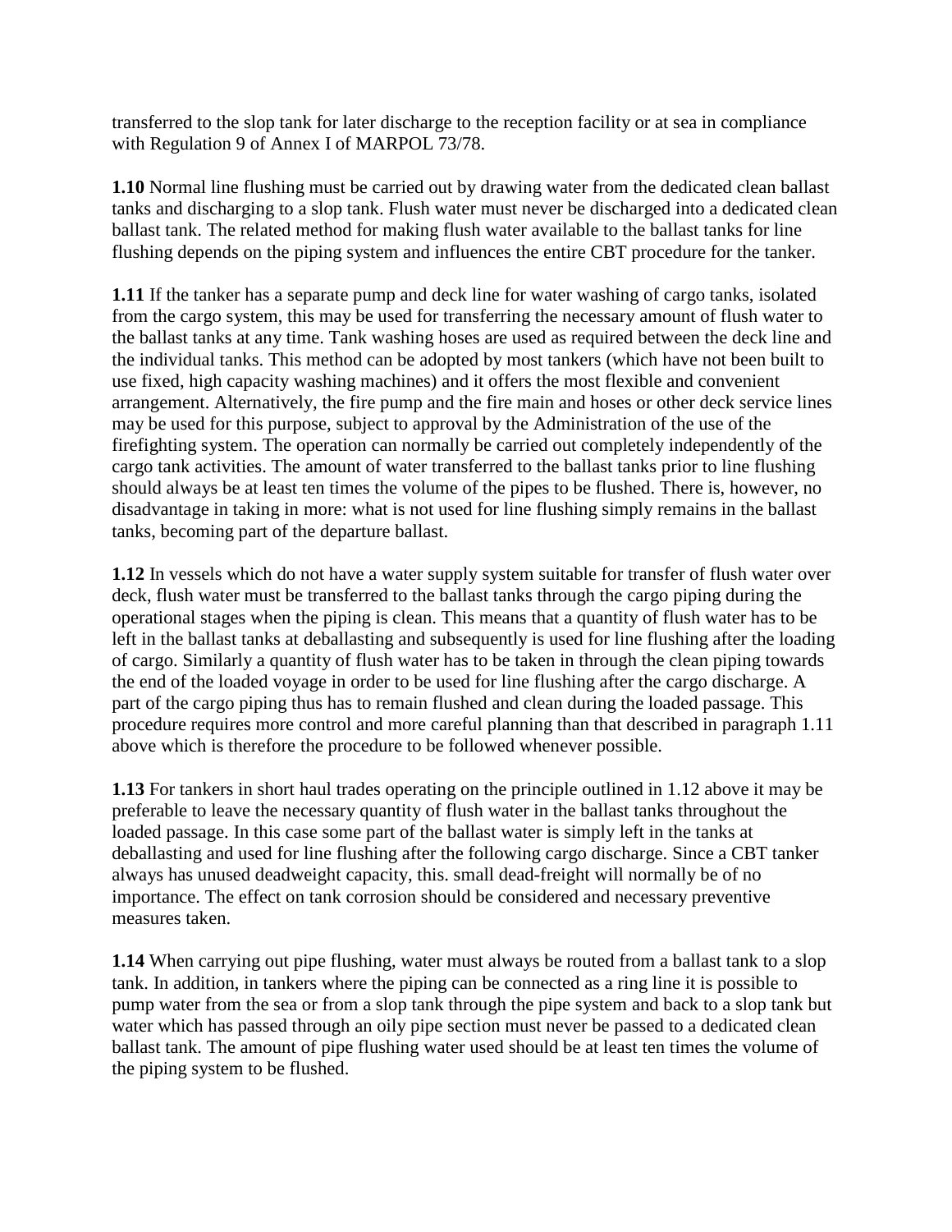transferred to the slop tank for later discharge to the reception facility or at sea in compliance with Regulation 9 of Annex I of MARPOL 73/78.

**1.10** Normal line flushing must be carried out by drawing water from the dedicated clean ballast tanks and discharging to a slop tank. Flush water must never be discharged into a dedicated clean ballast tank. The related method for making flush water available to the ballast tanks for line flushing depends on the piping system and influences the entire CBT procedure for the tanker.

**1.11** If the tanker has a separate pump and deck line for water washing of cargo tanks, isolated from the cargo system, this may be used for transferring the necessary amount of flush water to the ballast tanks at any time. Tank washing hoses are used as required between the deck line and the individual tanks. This method can be adopted by most tankers (which have not been built to use fixed, high capacity washing machines) and it offers the most flexible and convenient arrangement. Alternatively, the fire pump and the fire main and hoses or other deck service lines may be used for this purpose, subject to approval by the Administration of the use of the firefighting system. The operation can normally be carried out completely independently of the cargo tank activities. The amount of water transferred to the ballast tanks prior to line flushing should always be at least ten times the volume of the pipes to be flushed. There is, however, no disadvantage in taking in more: what is not used for line flushing simply remains in the ballast tanks, becoming part of the departure ballast.

**1.12** In vessels which do not have a water supply system suitable for transfer of flush water over deck, flush water must be transferred to the ballast tanks through the cargo piping during the operational stages when the piping is clean. This means that a quantity of flush water has to be left in the ballast tanks at deballasting and subsequently is used for line flushing after the loading of cargo. Similarly a quantity of flush water has to be taken in through the clean piping towards the end of the loaded voyage in order to be used for line flushing after the cargo discharge. A part of the cargo piping thus has to remain flushed and clean during the loaded passage. This procedure requires more control and more careful planning than that described in paragraph 1.11 above which is therefore the procedure to be followed whenever possible.

**1.13** For tankers in short haul trades operating on the principle outlined in 1.12 above it may be preferable to leave the necessary quantity of flush water in the ballast tanks throughout the loaded passage. In this case some part of the ballast water is simply left in the tanks at deballasting and used for line flushing after the following cargo discharge. Since a CBT tanker always has unused deadweight capacity, this. small dead-freight will normally be of no importance. The effect on tank corrosion should be considered and necessary preventive measures taken.

**1.14** When carrying out pipe flushing, water must always be routed from a ballast tank to a slop tank. In addition, in tankers where the piping can be connected as a ring line it is possible to pump water from the sea or from a slop tank through the pipe system and back to a slop tank but water which has passed through an oily pipe section must never be passed to a dedicated clean ballast tank. The amount of pipe flushing water used should be at least ten times the volume of the piping system to be flushed.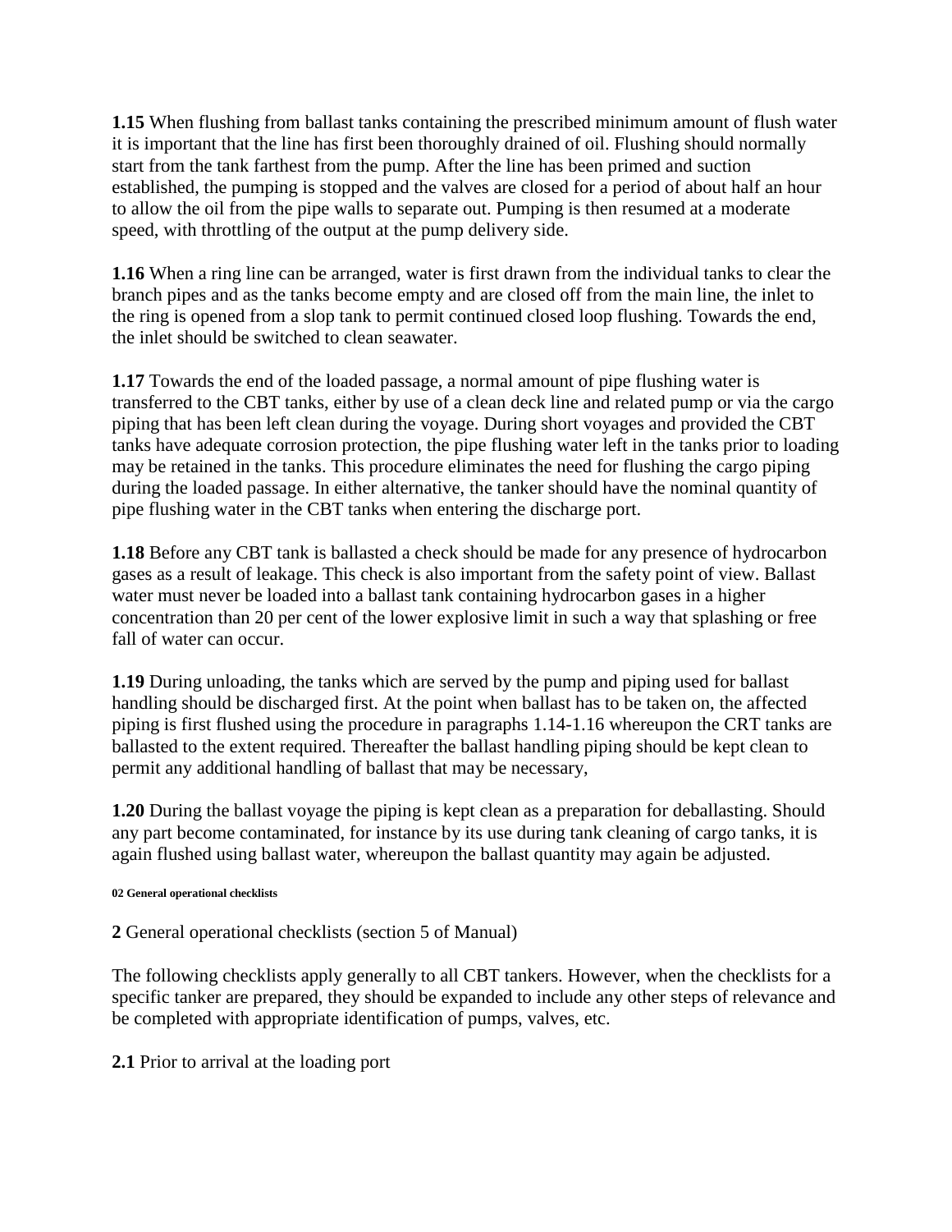**1.15** When flushing from ballast tanks containing the prescribed minimum amount of flush water it is important that the line has first been thoroughly drained of oil. Flushing should normally start from the tank farthest from the pump. After the line has been primed and suction established, the pumping is stopped and the valves are closed for a period of about half an hour to allow the oil from the pipe walls to separate out. Pumping is then resumed at a moderate speed, with throttling of the output at the pump delivery side.

**1.16** When a ring line can be arranged, water is first drawn from the individual tanks to clear the branch pipes and as the tanks become empty and are closed off from the main line, the inlet to the ring is opened from a slop tank to permit continued closed loop flushing. Towards the end, the inlet should be switched to clean seawater.

**1.17** Towards the end of the loaded passage, a normal amount of pipe flushing water is transferred to the CBT tanks, either by use of a clean deck line and related pump or via the cargo piping that has been left clean during the voyage. During short voyages and provided the CBT tanks have adequate corrosion protection, the pipe flushing water left in the tanks prior to loading may be retained in the tanks. This procedure eliminates the need for flushing the cargo piping during the loaded passage. In either alternative, the tanker should have the nominal quantity of pipe flushing water in the CBT tanks when entering the discharge port.

**1.18** Before any CBT tank is ballasted a check should be made for any presence of hydrocarbon gases as a result of leakage. This check is also important from the safety point of view. Ballast water must never be loaded into a ballast tank containing hydrocarbon gases in a higher concentration than 20 per cent of the lower explosive limit in such a way that splashing or free fall of water can occur.

**1.19** During unloading, the tanks which are served by the pump and piping used for ballast handling should be discharged first. At the point when ballast has to be taken on, the affected piping is first flushed using the procedure in paragraphs 1.14-1.16 whereupon the CRT tanks are ballasted to the extent required. Thereafter the ballast handling piping should be kept clean to permit any additional handling of ballast that may be necessary,

**1.20** During the ballast voyage the piping is kept clean as a preparation for deballasting. Should any part become contaminated, for instance by its use during tank cleaning of cargo tanks, it is again flushed using ballast water, whereupon the ballast quantity may again be adjusted.

###### 02 General operational checklists

**2** General operational checklists (section 5 of Manual)

The following checklists apply generally to all CBT tankers. However, when the checklists for a specific tanker are prepared, they should be expanded to include any other steps of relevance and be completed with appropriate identification of pumps, valves, etc.

**2.1** Prior to arrival at the loading port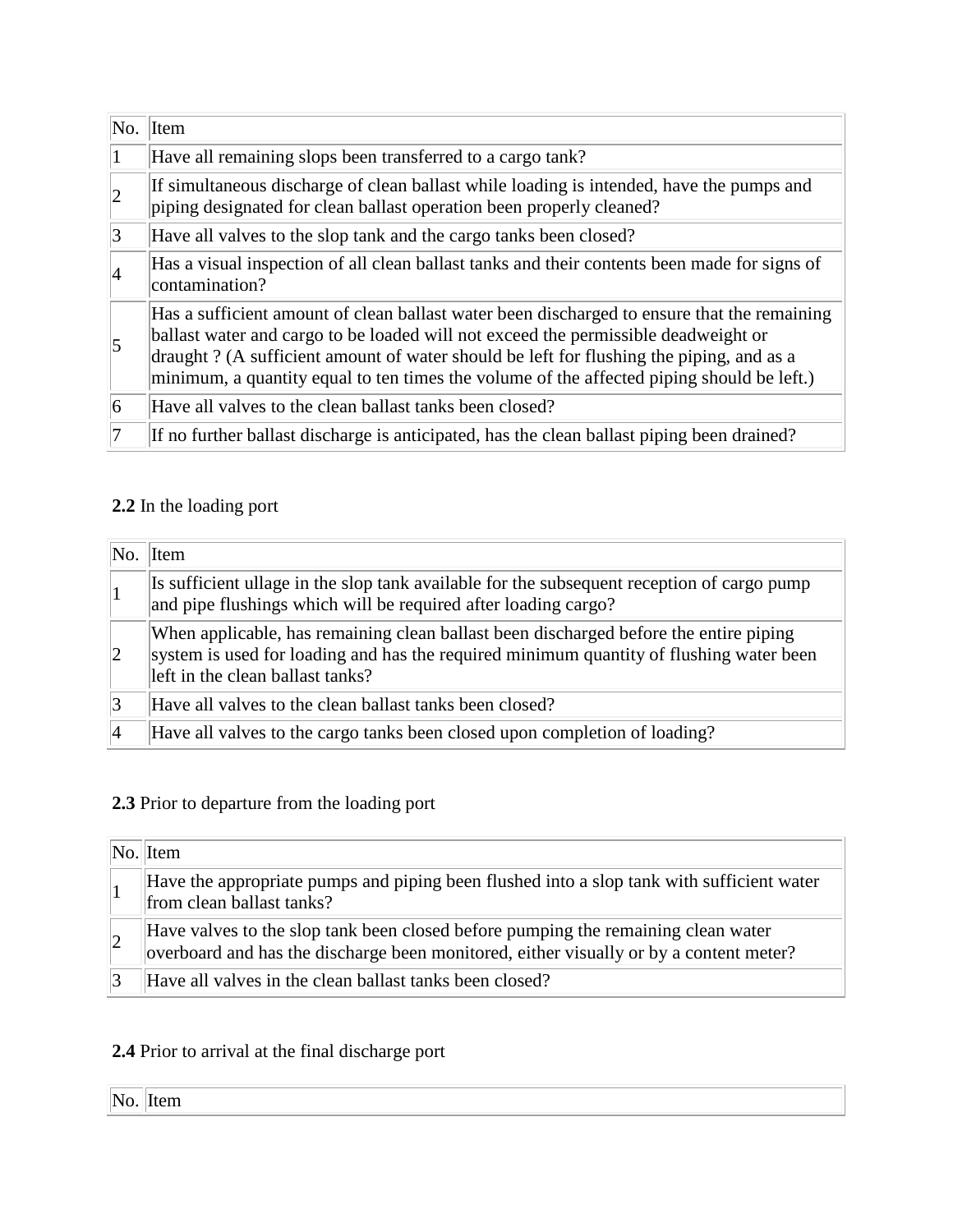| No. | Item |
| --- | --- |
| 1 | Have all remaining slops been transferred to a cargo tank? |
| 2 | If simultaneous discharge of clean ballast while loading is intended, have the pumps and piping designated for clean ballast operation been properly cleaned? |
| 3 | Have all valves to the slop tank and the cargo tanks been closed? |
| 4 | Has a visual inspection of all clean ballast tanks and their contents been made for signs of contamination? |
| 5 | Has a sufficient amount of clean ballast water been discharged to ensure that the remaining ballast water and cargo to be loaded will not exceed the permissible deadweight or draught ? (A sufficient amount of water should be left for flushing the piping, and as a minimum, a quantity equal to ten times the volume of the affected piping should be left.) |
| 6 | Have all valves to the clean ballast tanks been closed? |
| 7 | If no further ballast discharge is anticipated, has the clean ballast piping been drained? |

**2.2** In the loading port

| No. | Item |
| --- | --- |
| 1 | Is sufficient ullage in the slop tank available for the subsequent reception of cargo pump and pipe flushings which will be required after loading cargo? |
| 2 | When applicable, has remaining clean ballast been discharged before the entire piping system is used for loading and has the required minimum quantity of flushing water been left in the clean ballast tanks? |
| 3 | Have all valves to the clean ballast tanks been closed? |
| 4 | Have all valves to the cargo tanks been closed upon completion of loading? |

**2.3** Prior to departure from the loading port

| No. | Item |
| --- | --- |
| 1 | Have the appropriate pumps and piping been flushed into a slop tank with sufficient water from clean ballast tanks? |
| 2 | Have valves to the slop tank been closed before pumping the remaining clean water overboard and has the discharge been monitored, either visually or by a content meter? |
| 3 | Have all valves in the clean ballast tanks been closed? |

**2.4** Prior to arrival at the final discharge port

| No. | Item |
| --- | --- |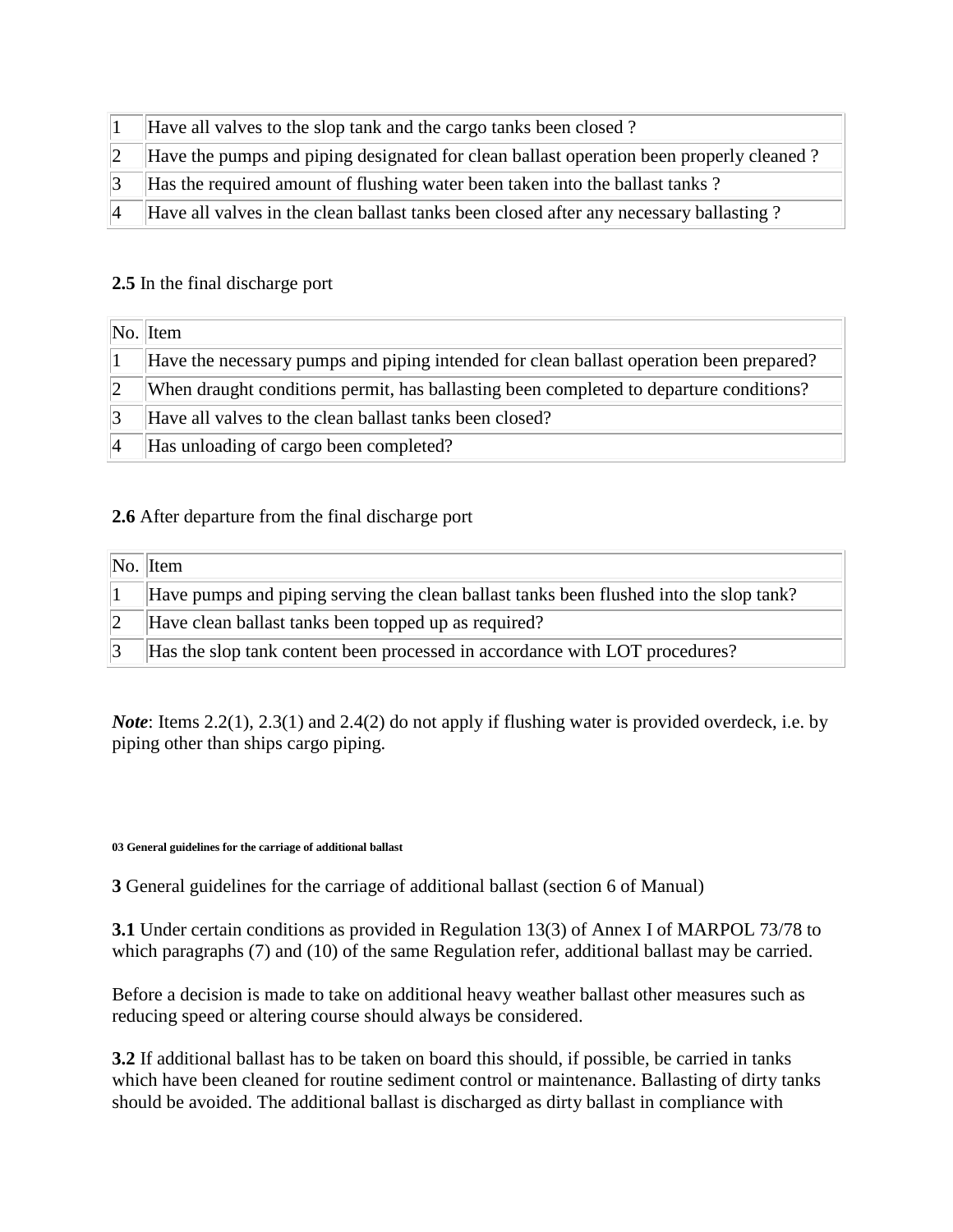| 1 | Have all valves to the slop tank and the cargo tanks been closed ? |
|---|---|
| 2 | Have the pumps and piping designated for clean ballast operation been properly cleaned ? |
| 3 | Has the required amount of flushing water been taken into the ballast tanks ? |
| 4 | Have all valves in the clean ballast tanks been closed after any necessary ballasting ? |

**2.5** In the final discharge port

| No. | Item |
|---|---|
| 1 | Have the necessary pumps and piping intended for clean ballast operation been prepared? |
| 2 | When draught conditions permit, has ballasting been completed to departure conditions? |
| 3 | Have all valves to the clean ballast tanks been closed? |
| 4 | Has unloading of cargo been completed? |

**2.6** After departure from the final discharge port

| No. | Item |
|---|---|
| 1 | Have pumps and piping serving the clean ballast tanks been flushed into the slop tank? |
| 2 | Have clean ballast tanks been topped up as required? |
| 3 | Has the slop tank content been processed in accordance with LOT procedures? |

*Note*: Items 2.2(1), 2.3(1) and 2.4(2) do not apply if flushing water is provided overdeck, i.e. by piping other than ships cargo piping.

###### 03 General guidelines for the carriage of additional ballast

**3** General guidelines for the carriage of additional ballast (section 6 of Manual)

**3.1** Under certain conditions as provided in Regulation 13(3) of Annex I of MARPOL 73/78 to which paragraphs (7) and (10) of the same Regulation refer, additional ballast may be carried.

Before a decision is made to take on additional heavy weather ballast other measures such as reducing speed or altering course should always be considered.

**3.2** If additional ballast has to be taken on board this should, if possible, be carried in tanks which have been cleaned for routine sediment control or maintenance. Ballasting of dirty tanks should be avoided. The additional ballast is discharged as dirty ballast in compliance with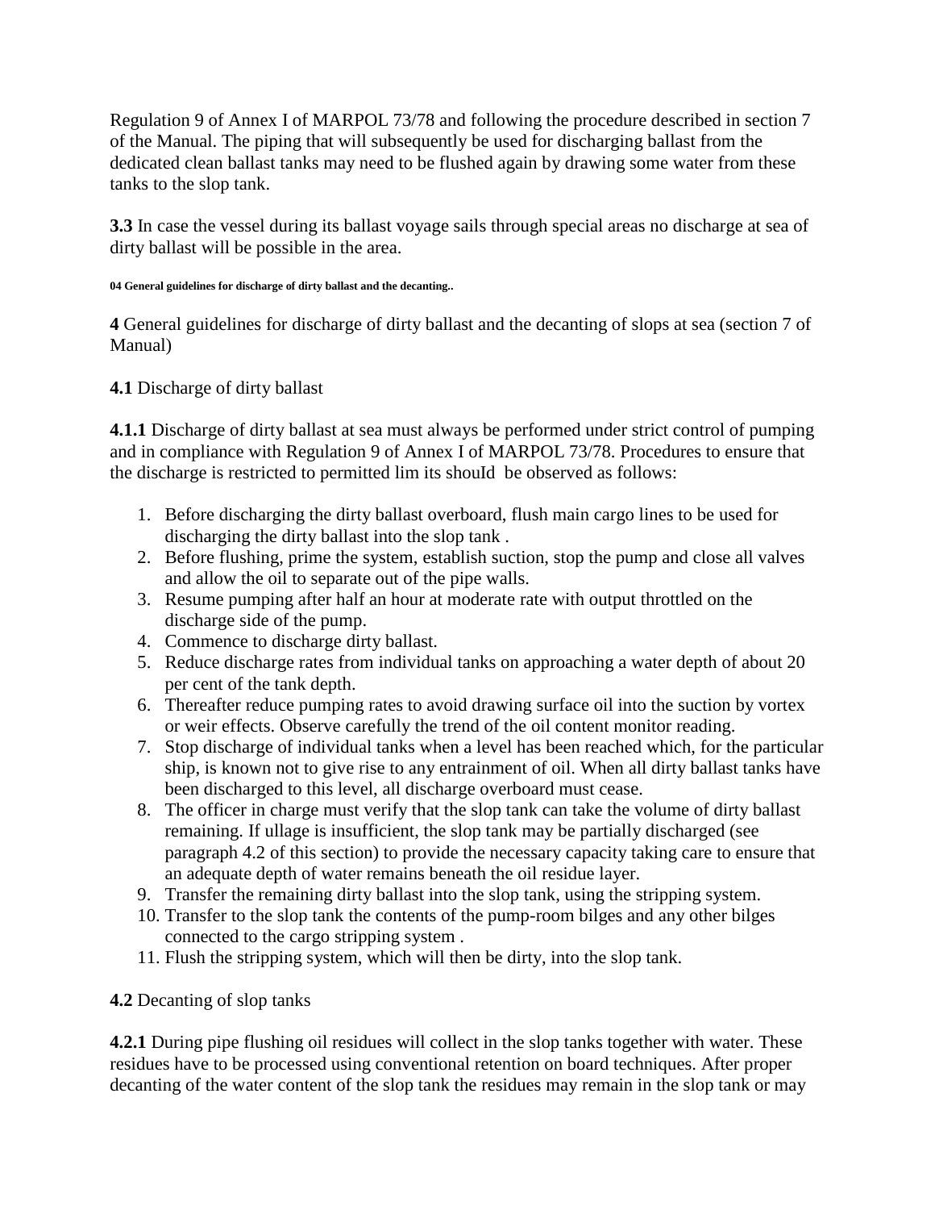Regulation 9 of Annex I of MARPOL 73/78 and following the procedure described in section 7 of the Manual. The piping that will subsequently be used for discharging ballast from the dedicated clean ballast tanks may need to be flushed again by drawing some water from these tanks to the slop tank.

**3.3** In case the vessel during its ballast voyage sails through special areas no discharge at sea of dirty ballast will be possible in the area.

###### 04 General guidelines for discharge of dirty ballast and the decanting..

**4** General guidelines for discharge of dirty ballast and the decanting of slops at sea (section 7 of Manual)

**4.1** Discharge of dirty ballast

**4.1.1** Discharge of dirty ballast at sea must always be performed under strict control of pumping and in compliance with Regulation 9 of Annex I of MARPOL 73/78. Procedures to ensure that the discharge is restricted to permitted lim its shouId be observed as follows:

1. Before discharging the dirty ballast overboard, flush main cargo lines to be used for discharging the dirty ballast into the slop tank .
2. Before flushing, prime the system, establish suction, stop the pump and close all valves and allow the oil to separate out of the pipe walls.
3. Resume pumping after half an hour at moderate rate with output throttled on the discharge side of the pump.
4. Commence to discharge dirty ballast.
5. Reduce discharge rates from individual tanks on approaching a water depth of about 20 per cent of the tank depth.
6. Thereafter reduce pumping rates to avoid drawing surface oil into the suction by vortex or weir effects. Observe carefully the trend of the oil content monitor reading.
7. Stop discharge of individual tanks when a level has been reached which, for the particular ship, is known not to give rise to any entrainment of oil. When all dirty ballast tanks have been discharged to this level, all discharge overboard must cease.
8. The officer in charge must verify that the slop tank can take the volume of dirty ballast remaining. If ullage is insufficient, the slop tank may be partially discharged (see paragraph 4.2 of this section) to provide the necessary capacity taking care to ensure that an adequate depth of water remains beneath the oil residue layer.
9. Transfer the remaining dirty ballast into the slop tank, using the stripping system.
10. Transfer to the slop tank the contents of the pump-room bilges and any other bilges connected to the cargo stripping system .
11. Flush the stripping system, which will then be dirty, into the slop tank.

**4.2** Decanting of slop tanks

**4.2.1** During pipe flushing oil residues will collect in the slop tanks together with water. These residues have to be processed using conventional retention on board techniques. After proper decanting of the water content of the slop tank the residues may remain in the slop tank or may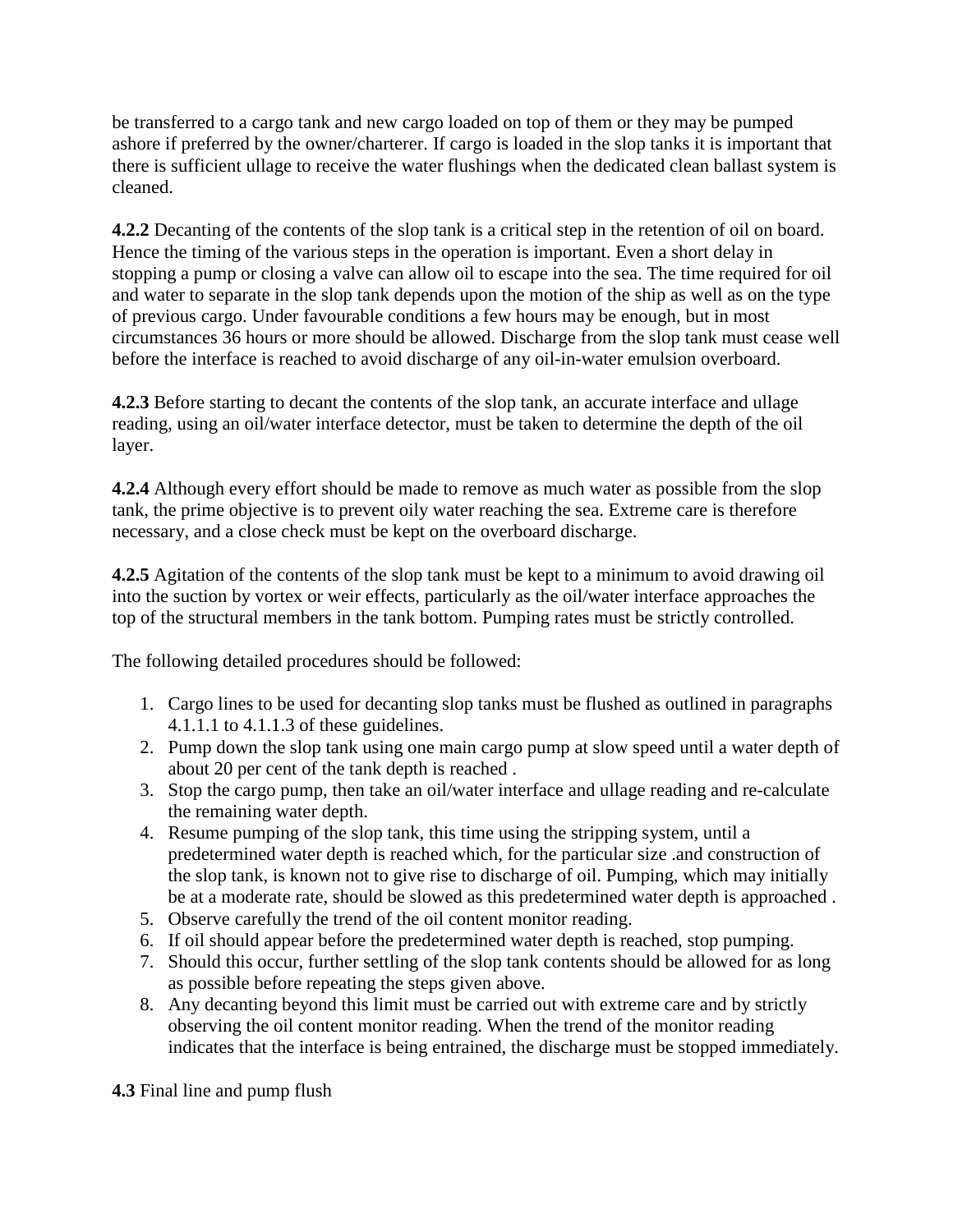be transferred to a cargo tank and new cargo loaded on top of them or they may be pumped ashore if preferred by the owner/charterer. If cargo is loaded in the slop tanks it is important that there is sufficient ullage to receive the water flushings when the dedicated clean ballast system is cleaned.

**4.2.2** Decanting of the contents of the slop tank is a critical step in the retention of oil on board. Hence the timing of the various steps in the operation is important. Even a short delay in stopping a pump or closing a valve can allow oil to escape into the sea. The time required for oil and water to separate in the slop tank depends upon the motion of the ship as well as on the type of previous cargo. Under favourable conditions a few hours may be enough, but in most circumstances 36 hours or more should be allowed. Discharge from the slop tank must cease well before the interface is reached to avoid discharge of any oil-in-water emulsion overboard.

**4.2.3** Before starting to decant the contents of the slop tank, an accurate interface and ullage reading, using an oil/water interface detector, must be taken to determine the depth of the oil layer.

**4.2.4** Although every effort should be made to remove as much water as possible from the slop tank, the prime objective is to prevent oily water reaching the sea. Extreme care is therefore necessary, and a close check must be kept on the overboard discharge.

**4.2.5** Agitation of the contents of the slop tank must be kept to a minimum to avoid drawing oil into the suction by vortex or weir effects, particularly as the oil/water interface approaches the top of the structural members in the tank bottom. Pumping rates must be strictly controlled.

The following detailed procedures should be followed:

1. Cargo lines to be used for decanting slop tanks must be flushed as outlined in paragraphs 4.1.1.1 to 4.1.1.3 of these guidelines.
2. Pump down the slop tank using one main cargo pump at slow speed until a water depth of about 20 per cent of the tank depth is reached .
3. Stop the cargo pump, then take an oil/water interface and ullage reading and re-calculate the remaining water depth.
4. Resume pumping of the slop tank, this time using the stripping system, until a predetermined water depth is reached which, for the particular size .and construction of the slop tank, is known not to give rise to discharge of oil. Pumping, which may initially be at a moderate rate, should be slowed as this predetermined water depth is approached .
5. Observe carefully the trend of the oil content monitor reading.
6. If oil should appear before the predetermined water depth is reached, stop pumping.
7. Should this occur, further settling of the slop tank contents should be allowed for as long as possible before repeating the steps given above.
8. Any decanting beyond this limit must be carried out with extreme care and by strictly observing the oil content monitor reading. When the trend of the monitor reading indicates that the interface is being entrained, the discharge must be stopped immediately.

**4.3** Final line and pump flush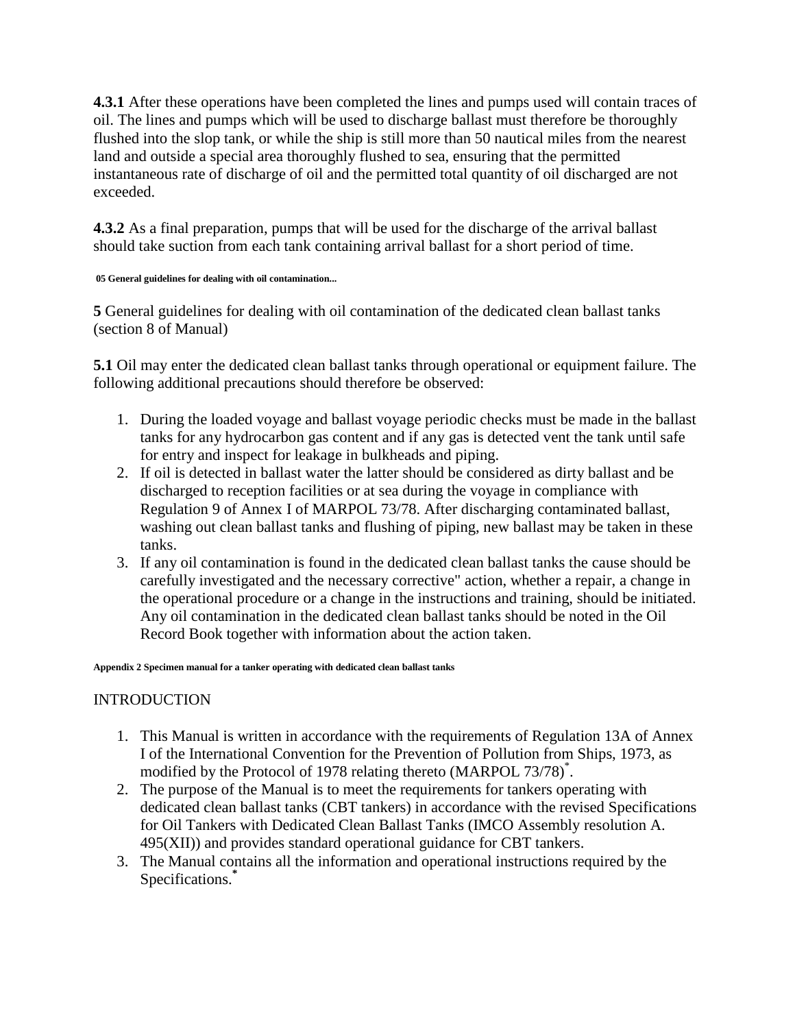**4.3.1** After these operations have been completed the lines and pumps used will contain traces of oil. The lines and pumps which will be used to discharge ballast must therefore be thoroughly flushed into the slop tank, or while the ship is still more than 50 nautical miles from the nearest land and outside a special area thoroughly flushed to sea, ensuring that the permitted instantaneous rate of discharge of oil and the permitted total quantity of oil discharged are not exceeded.

**4.3.2** As a final preparation, pumps that will be used for the discharge of the arrival ballast should take suction from each tank containing arrival ballast for a short period of time.

**05 General guidelines for dealing with oil contamination...**

**5** General guidelines for dealing with oil contamination of the dedicated clean ballast tanks (section 8 of Manual)

**5.1** Oil may enter the dedicated clean ballast tanks through operational or equipment failure. The following additional precautions should therefore be observed:

1. During the loaded voyage and ballast voyage periodic checks must be made in the ballast tanks for any hydrocarbon gas content and if any gas is detected vent the tank until safe for entry and inspect for leakage in bulkheads and piping.
2. If oil is detected in ballast water the latter should be considered as dirty ballast and be discharged to reception facilities or at sea during the voyage in compliance with Regulation 9 of Annex I of MARPOL 73/78. After discharging contaminated ballast, washing out clean ballast tanks and flushing of piping, new ballast may be taken in these tanks.
3. If any oil contamination is found in the dedicated clean ballast tanks the cause should be carefully investigated and the necessary corrective" action, whether a repair, a change in the operational procedure or a change in the instructions and training, should be initiated. Any oil contamination in the dedicated clean ballast tanks should be noted in the Oil Record Book together with information about the action taken.

**Appendix 2 Specimen manual for a tanker operating with dedicated clean ballast tanks**

INTRODUCTION

1. This Manual is written in accordance with the requirements of Regulation 13A of Annex I of the International Convention for the Prevention of Pollution from Ships, 1973, as modified by the Protocol of 1978 relating thereto (MARPOL 73/78)[*].
2. The purpose of the Manual is to meet the requirements for tankers operating with dedicated clean ballast tanks (CBT tankers) in accordance with the revised Specifications for Oil Tankers with Dedicated Clean Ballast Tanks (IMCO Assembly resolution A. 495(XII)) and provides standard operational guidance for CBT tankers.
3. The Manual contains all the information and operational instructions required by the Specifications.[*]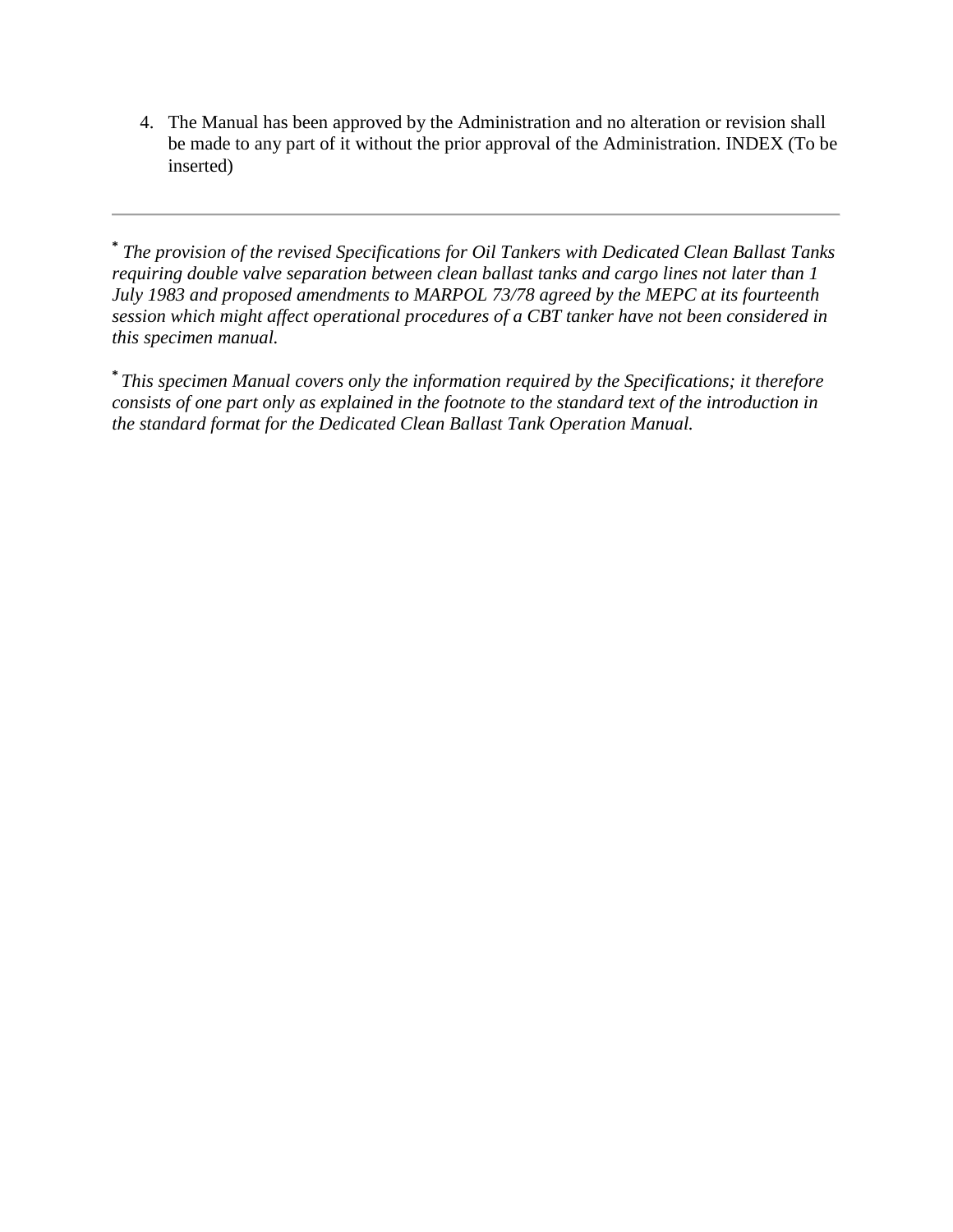4. The Manual has been approved by the Administration and no alteration or revision shall be made to any part of it without the prior approval of the Administration. INDEX (To be inserted)

---

\* *The provision of the revised Specifications for Oil Tankers with Dedicated Clean Ballast Tanks requiring double valve separation between clean ballast tanks and cargo lines not later than 1 July 1983 and proposed amendments to MARPOL 73/78 agreed by the MEPC at its fourteenth session which might affect operational procedures of a CBT tanker have not been considered in this specimen manual.*

\* *This specimen Manual covers only the information required by the Specifications; it therefore consists of one part only as explained in the footnote to the standard text of the introduction in the standard format for the Dedicated Clean Ballast Tank Operation Manual.*